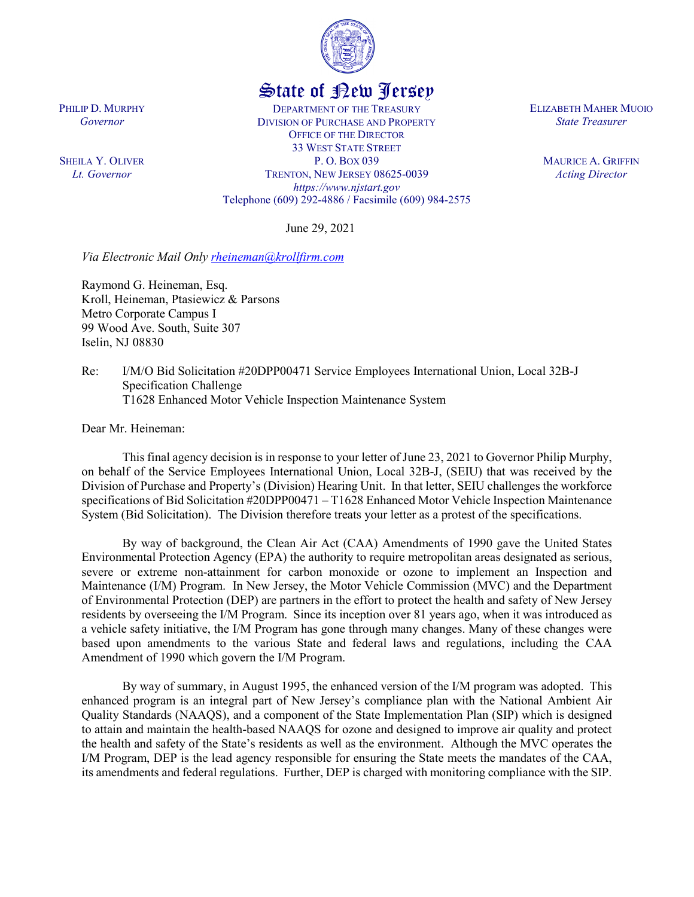# State of New Jersey

PHILIP D. MURPHY
*Governor*

SHEILA Y. OLIVER
*Lt. Governor*

DEPARTMENT OF THE TREASURY
DIVISION OF PURCHASE AND PROPERTY
OFFICE OF THE DIRECTOR
33 WEST STATE STREET
P. O. BOX 039
TRENTON, NEW JERSEY 08625-0039
*https://www.njstart.gov*
Telephone (609) 292-4886 / Facsimile (609) 984-2575

ELIZABETH MAHER MUOIO
*State Treasurer*

MAURICE A. GRIFFIN
*Acting Director*

June 29, 2021

*Via Electronic Mail Only rheineman@krollfirm.com*

Raymond G. Heineman, Esq.
Kroll, Heineman, Ptasiewicz & Parsons
Metro Corporate Campus I
99 Wood Ave. South, Suite 307
Iselin, NJ 08830

Re: I/M/O Bid Solicitation #20DPP00471 Service Employees International Union, Local 32B-J
Specification Challenge
T1628 Enhanced Motor Vehicle Inspection Maintenance System

Dear Mr. Heineman:

This final agency decision is in response to your letter of June 23, 2021 to Governor Philip Murphy, on behalf of the Service Employees International Union, Local 32B-J, (SEIU) that was received by the Division of Purchase and Property's (Division) Hearing Unit. In that letter, SEIU challenges the workforce specifications of Bid Solicitation #20DPP00471 – T1628 Enhanced Motor Vehicle Inspection Maintenance System (Bid Solicitation). The Division therefore treats your letter as a protest of the specifications.

By way of background, the Clean Air Act (CAA) Amendments of 1990 gave the United States Environmental Protection Agency (EPA) the authority to require metropolitan areas designated as serious, severe or extreme non-attainment for carbon monoxide or ozone to implement an Inspection and Maintenance (I/M) Program. In New Jersey, the Motor Vehicle Commission (MVC) and the Department of Environmental Protection (DEP) are partners in the effort to protect the health and safety of New Jersey residents by overseeing the I/M Program. Since its inception over 81 years ago, when it was introduced as a vehicle safety initiative, the I/M Program has gone through many changes. Many of these changes were based upon amendments to the various State and federal laws and regulations, including the CAA Amendment of 1990 which govern the I/M Program.

By way of summary, in August 1995, the enhanced version of the I/M program was adopted. This enhanced program is an integral part of New Jersey's compliance plan with the National Ambient Air Quality Standards (NAAQS), and a component of the State Implementation Plan (SIP) which is designed to attain and maintain the health-based NAAQS for ozone and designed to improve air quality and protect the health and safety of the State's residents as well as the environment. Although the MVC operates the I/M Program, DEP is the lead agency responsible for ensuring the State meets the mandates of the CAA, its amendments and federal regulations. Further, DEP is charged with monitoring compliance with the SIP.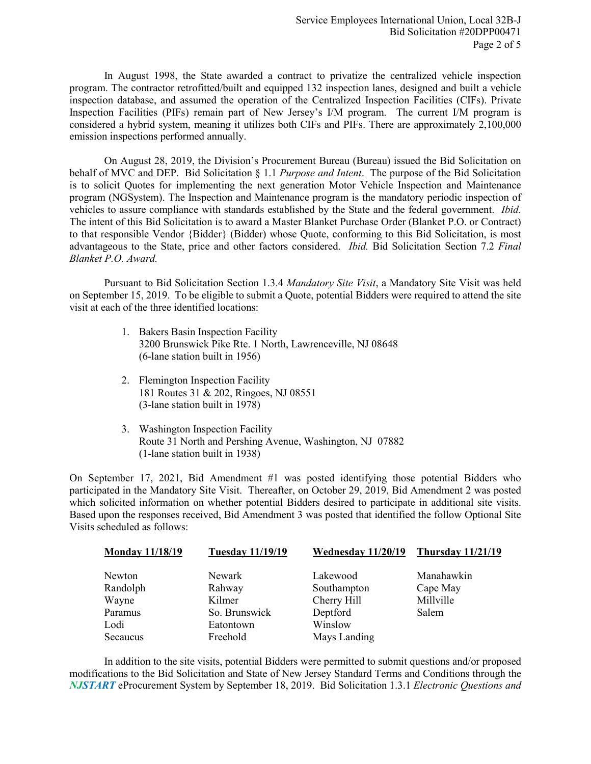In August 1998, the State awarded a contract to privatize the centralized vehicle inspection program. The contractor retrofitted/built and equipped 132 inspection lanes, designed and built a vehicle inspection database, and assumed the operation of the Centralized Inspection Facilities (CIFs). Private Inspection Facilities (PIFs) remain part of New Jersey's I/M program. The current I/M program is considered a hybrid system, meaning it utilizes both CIFs and PIFs. There are approximately 2,100,000 emission inspections performed annually.

On August 28, 2019, the Division's Procurement Bureau (Bureau) issued the Bid Solicitation on behalf of MVC and DEP. Bid Solicitation § 1.1 *Purpose and Intent*. The purpose of the Bid Solicitation is to solicit Quotes for implementing the next generation Motor Vehicle Inspection and Maintenance program (NGSystem). The Inspection and Maintenance program is the mandatory periodic inspection of vehicles to assure compliance with standards established by the State and the federal government. *Ibid.* The intent of this Bid Solicitation is to award a Master Blanket Purchase Order (Blanket P.O. or Contract) to that responsible Vendor {Bidder} (Bidder) whose Quote, conforming to this Bid Solicitation, is most advantageous to the State, price and other factors considered. *Ibid.* Bid Solicitation Section 7.2 *Final Blanket P.O. Award.*

Pursuant to Bid Solicitation Section 1.3.4 *Mandatory Site Visit*, a Mandatory Site Visit was held on September 15, 2019. To be eligible to submit a Quote, potential Bidders were required to attend the site visit at each of the three identified locations:

1. Bakers Basin Inspection Facility
   3200 Brunswick Pike Rte. 1 North, Lawrenceville, NJ 08648
   (6-lane station built in 1956)

2. Flemington Inspection Facility
   181 Routes 31 & 202, Ringoes, NJ 08551
   (3-lane station built in 1978)

3. Washington Inspection Facility
   Route 31 North and Pershing Avenue, Washington, NJ 07882
   (1-lane station built in 1938)

On September 17, 2021, Bid Amendment #1 was posted identifying those potential Bidders who participated in the Mandatory Site Visit. Thereafter, on October 29, 2019, Bid Amendment 2 was posted which solicited information on whether potential Bidders desired to participate in additional site visits. Based upon the responses received, Bid Amendment 3 was posted that identified the follow Optional Site Visits scheduled as follows:

| Monday 11/18/19 | Tuesday 11/19/19 | Wednesday 11/20/19 | Thursday 11/21/19 |
|---|---|---|---|
| Newton | Newark | Lakewood | Manahawkin |
| Randolph | Rahway | Southampton | Cape May |
| Wayne | Kilmer | Cherry Hill | Millville |
| Paramus | So. Brunswick | Deptford | Salem |
| Lodi | Eatontown | Winslow | |
| Secaucus | Freehold | Mays Landing | |

In addition to the site visits, potential Bidders were permitted to submit questions and/or proposed modifications to the Bid Solicitation and State of New Jersey Standard Terms and Conditions through the ***NJSTART*** eProcurement System by September 18, 2019. Bid Solicitation 1.3.1 *Electronic Questions and*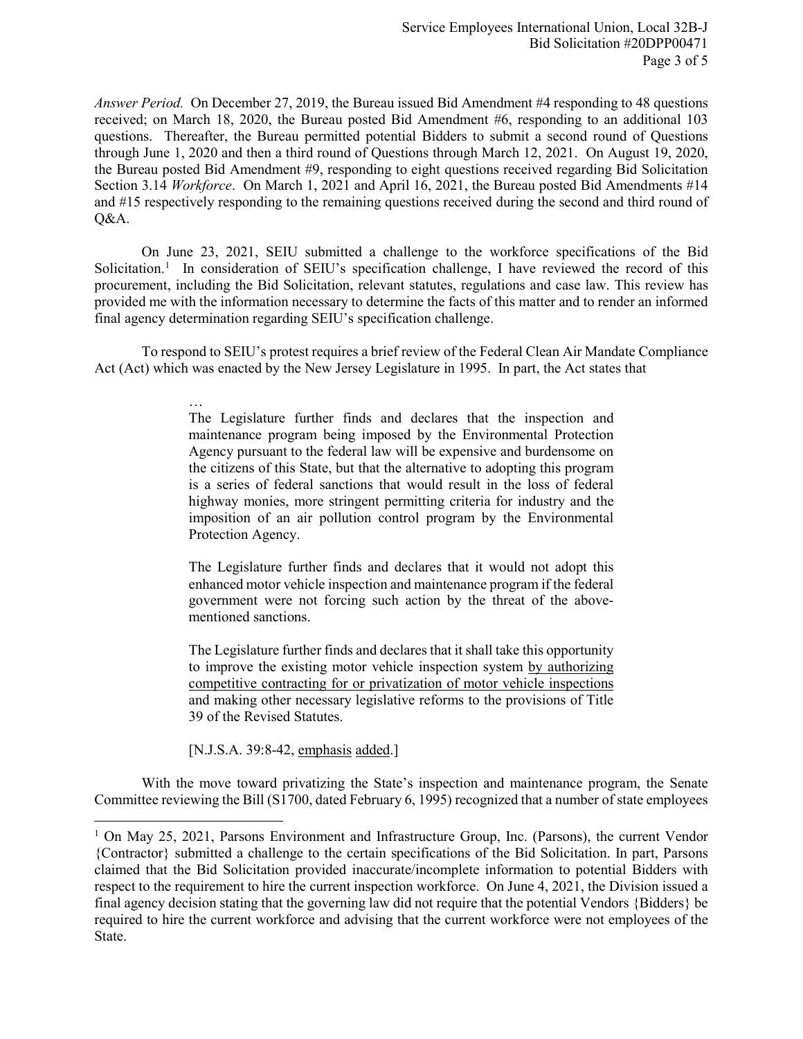*Answer Period.* On December 27, 2019, the Bureau issued Bid Amendment #4 responding to 48 questions received; on March 18, 2020, the Bureau posted Bid Amendment #6, responding to an additional 103 questions. Thereafter, the Bureau permitted potential Bidders to submit a second round of Questions through June 1, 2020 and then a third round of Questions through March 12, 2021. On August 19, 2020, the Bureau posted Bid Amendment #9, responding to eight questions received regarding Bid Solicitation Section 3.14 *Workforce*. On March 1, 2021 and April 16, 2021, the Bureau posted Bid Amendments #14 and #15 respectively responding to the remaining questions received during the second and third round of Q&A.

On June 23, 2021, SEIU submitted a challenge to the workforce specifications of the Bid Solicitation.[1] In consideration of SEIU's specification challenge, I have reviewed the record of this procurement, including the Bid Solicitation, relevant statutes, regulations and case law. This review has provided me with the information necessary to determine the facts of this matter and to render an informed final agency determination regarding SEIU's specification challenge.

To respond to SEIU's protest requires a brief review of the Federal Clean Air Mandate Compliance Act (Act) which was enacted by the New Jersey Legislature in 1995. In part, the Act states that

> …
>
> The Legislature further finds and declares that the inspection and maintenance program being imposed by the Environmental Protection Agency pursuant to the federal law will be expensive and burdensome on the citizens of this State, but that the alternative to adopting this program is a series of federal sanctions that would result in the loss of federal highway monies, more stringent permitting criteria for industry and the imposition of an air pollution control program by the Environmental Protection Agency.
>
> The Legislature further finds and declares that it would not adopt this enhanced motor vehicle inspection and maintenance program if the federal government were not forcing such action by the threat of the above-mentioned sanctions.
>
> The Legislature further finds and declares that it shall take this opportunity to improve the existing motor vehicle inspection system <u>by authorizing competitive contracting for or privatization of motor vehicle inspections</u> and making other necessary legislative reforms to the provisions of Title 39 of the Revised Statutes.
>
> [N.J.S.A. 39:8-42, <u>emphasis added</u>.]

With the move toward privatizing the State's inspection and maintenance program, the Senate Committee reviewing the Bill (S1700, dated February 6, 1995) recognized that a number of state employees

---

[1] On May 25, 2021, Parsons Environment and Infrastructure Group, Inc. (Parsons), the current Vendor {Contractor} submitted a challenge to the certain specifications of the Bid Solicitation. In part, Parsons claimed that the Bid Solicitation provided inaccurate/incomplete information to potential Bidders with respect to the requirement to hire the current inspection workforce. On June 4, 2021, the Division issued a final agency decision stating that the governing law did not require that the potential Vendors {Bidders} be required to hire the current workforce and advising that the current workforce were not employees of the State.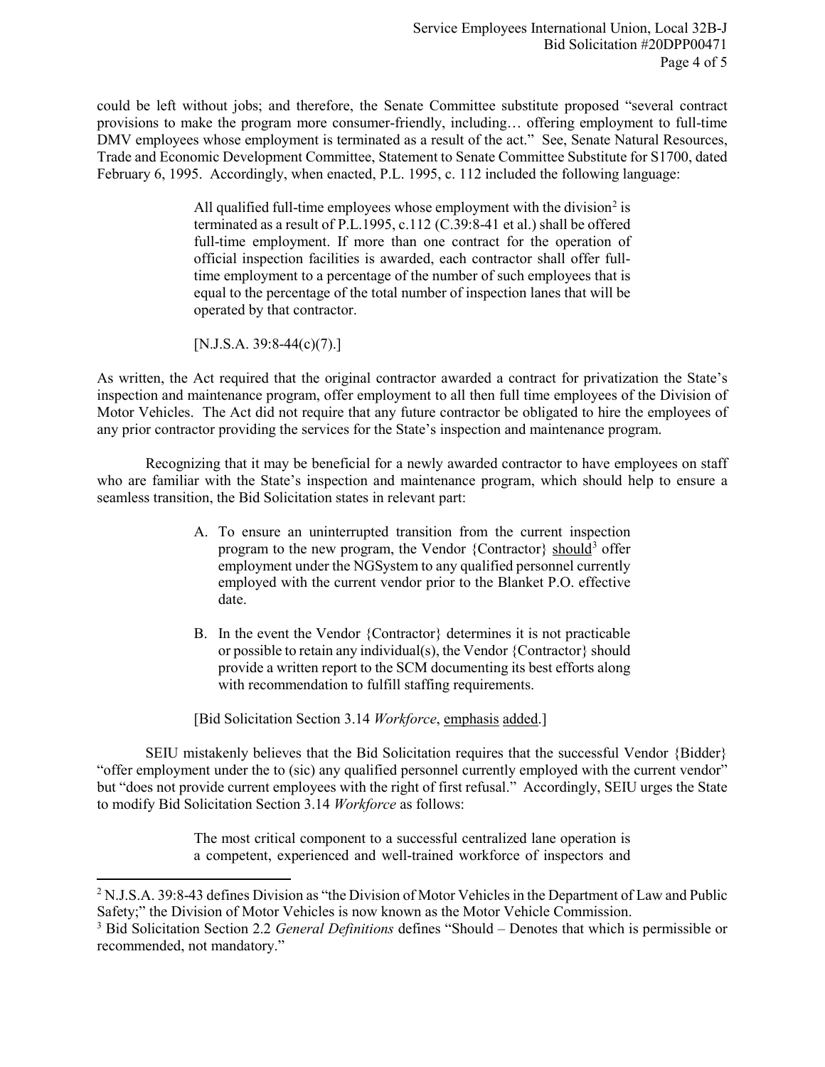could be left without jobs; and therefore, the Senate Committee substitute proposed "several contract provisions to make the program more consumer-friendly, including… offering employment to full-time DMV employees whose employment is terminated as a result of the act." See, Senate Natural Resources, Trade and Economic Development Committee, Statement to Senate Committee Substitute for S1700, dated February 6, 1995. Accordingly, when enacted, P.L. 1995, c. 112 included the following language:

> All qualified full-time employees whose employment with the division[2] is terminated as a result of P.L.1995, c.112 (C.39:8-41 et al.) shall be offered full-time employment. If more than one contract for the operation of official inspection facilities is awarded, each contractor shall offer full-time employment to a percentage of the number of such employees that is equal to the percentage of the total number of inspection lanes that will be operated by that contractor.
>
> [N.J.S.A. 39:8-44(c)(7).]

As written, the Act required that the original contractor awarded a contract for privatization the State's inspection and maintenance program, offer employment to all then full time employees of the Division of Motor Vehicles. The Act did not require that any future contractor be obligated to hire the employees of any prior contractor providing the services for the State's inspection and maintenance program.

Recognizing that it may be beneficial for a newly awarded contractor to have employees on staff who are familiar with the State's inspection and maintenance program, which should help to ensure a seamless transition, the Bid Solicitation states in relevant part:

> A. To ensure an uninterrupted transition from the current inspection program to the new program, the Vendor {Contractor} <u>should</u>[3] offer employment under the NGSystem to any qualified personnel currently employed with the current vendor prior to the Blanket P.O. effective date.
>
> B. In the event the Vendor {Contractor} determines it is not practicable or possible to retain any individual(s), the Vendor {Contractor} should provide a written report to the SCM documenting its best efforts along with recommendation to fulfill staffing requirements.
>
> [Bid Solicitation Section 3.14 *Workforce*, <u>emphasis added</u>.]

SEIU mistakenly believes that the Bid Solicitation requires that the successful Vendor {Bidder} "offer employment under the to (sic) any qualified personnel currently employed with the current vendor" but "does not provide current employees with the right of first refusal." Accordingly, SEIU urges the State to modify Bid Solicitation Section 3.14 *Workforce* as follows:

> The most critical component to a successful centralized lane operation is a competent, experienced and well-trained workforce of inspectors and

---

[2] N.J.S.A. 39:8-43 defines Division as "the Division of Motor Vehicles in the Department of Law and Public Safety;" the Division of Motor Vehicles is now known as the Motor Vehicle Commission.

[3] Bid Solicitation Section 2.2 *General Definitions* defines "Should – Denotes that which is permissible or recommended, not mandatory."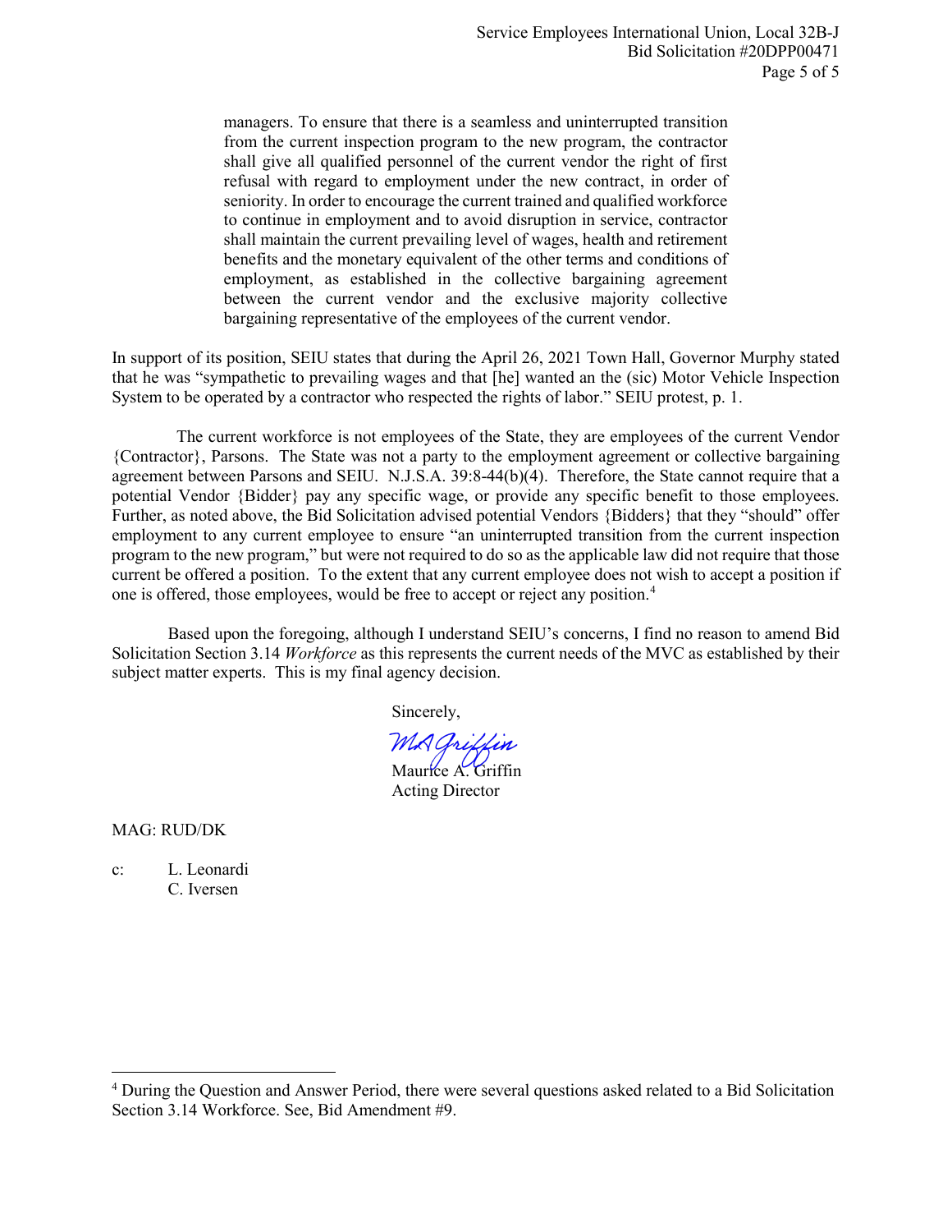> managers. To ensure that there is a seamless and uninterrupted transition from the current inspection program to the new program, the contractor shall give all qualified personnel of the current vendor the right of first refusal with regard to employment under the new contract, in order of seniority. In order to encourage the current trained and qualified workforce to continue in employment and to avoid disruption in service, contractor shall maintain the current prevailing level of wages, health and retirement benefits and the monetary equivalent of the other terms and conditions of employment, as established in the collective bargaining agreement between the current vendor and the exclusive majority collective bargaining representative of the employees of the current vendor.

In support of its position, SEIU states that during the April 26, 2021 Town Hall, Governor Murphy stated that he was "sympathetic to prevailing wages and that [he] wanted an the (sic) Motor Vehicle Inspection System to be operated by a contractor who respected the rights of labor." SEIU protest, p. 1.

The current workforce is not employees of the State, they are employees of the current Vendor {Contractor}, Parsons. The State was not a party to the employment agreement or collective bargaining agreement between Parsons and SEIU. N.J.S.A. 39:8-44(b)(4). Therefore, the State cannot require that a potential Vendor {Bidder} pay any specific wage, or provide any specific benefit to those employees. Further, as noted above, the Bid Solicitation advised potential Vendors {Bidders} that they "should" offer employment to any current employee to ensure "an uninterrupted transition from the current inspection program to the new program," but were not required to do so as the applicable law did not require that those current be offered a position. To the extent that any current employee does not wish to accept a position if one is offered, those employees, would be free to accept or reject any position.[4]

Based upon the foregoing, although I understand SEIU's concerns, I find no reason to amend Bid Solicitation Section 3.14 *Workforce* as this represents the current needs of the MVC as established by their subject matter experts. This is my final agency decision.

Sincerely,

Maurice A. Griffin
Acting Director

MAG: RUD/DK

c: L. Leonardi
C. Iversen

---

[4] During the Question and Answer Period, there were several questions asked related to a Bid Solicitation Section 3.14 Workforce. See, Bid Amendment #9.